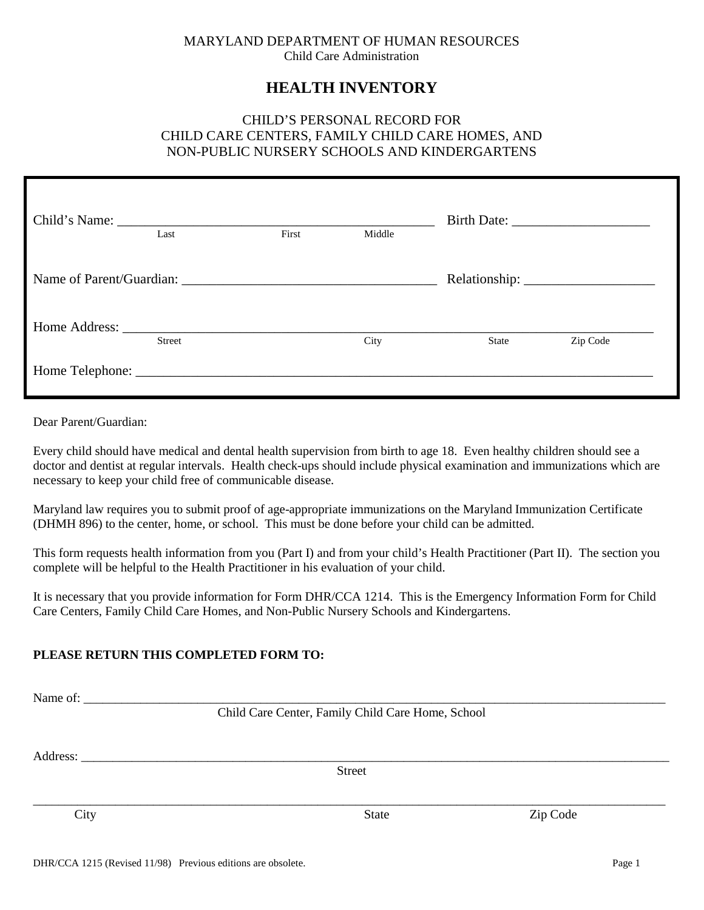MARYLAND DEPARTMENT OF HUMAN RESOURCES
Child Care Administration

# HEALTH INVENTORY

CHILD'S PERSONAL RECORD FOR
CHILD CARE CENTERS, FAMILY CHILD CARE HOMES, AND
NON-PUBLIC NURSERY SCHOOLS AND KINDERGARTENS

Child's Name: _______________________________________________ Birth Date: ____________________
Last First Middle

Name of Parent/Guardian: _____________________________________ Relationship: ___________________

Home Address: ______________________________________________________________________________
Street City State Zip Code

Home Telephone: ____________________________________________________________________________

Dear Parent/Guardian:

Every child should have medical and dental health supervision from birth to age 18. Even healthy children should see a doctor and dentist at regular intervals. Health check-ups should include physical examination and immunizations which are necessary to keep your child free of communicable disease.

Maryland law requires you to submit proof of age-appropriate immunizations on the Maryland Immunization Certificate (DHMH 896) to the center, home, or school. This must be done before your child can be admitted.

This form requests health information from you (Part I) and from your child's Health Practitioner (Part II). The section you complete will be helpful to the Health Practitioner in his evaluation of your child.

It is necessary that you provide information for Form DHR/CCA 1214. This is the Emergency Information Form for Child Care Centers, Family Child Care Homes, and Non-Public Nursery Schools and Kindergartens.

**PLEASE RETURN THIS COMPLETED FORM TO:**

Name of: ___________________________________________________________________________________
Child Care Center, Family Child Care Home, School

Address: ___________________________________________________________________________________
Street

____________________________________________________________________________________________
City State Zip Code

DHR/CCA 1215 (Revised 11/98) Previous editions are obsolete.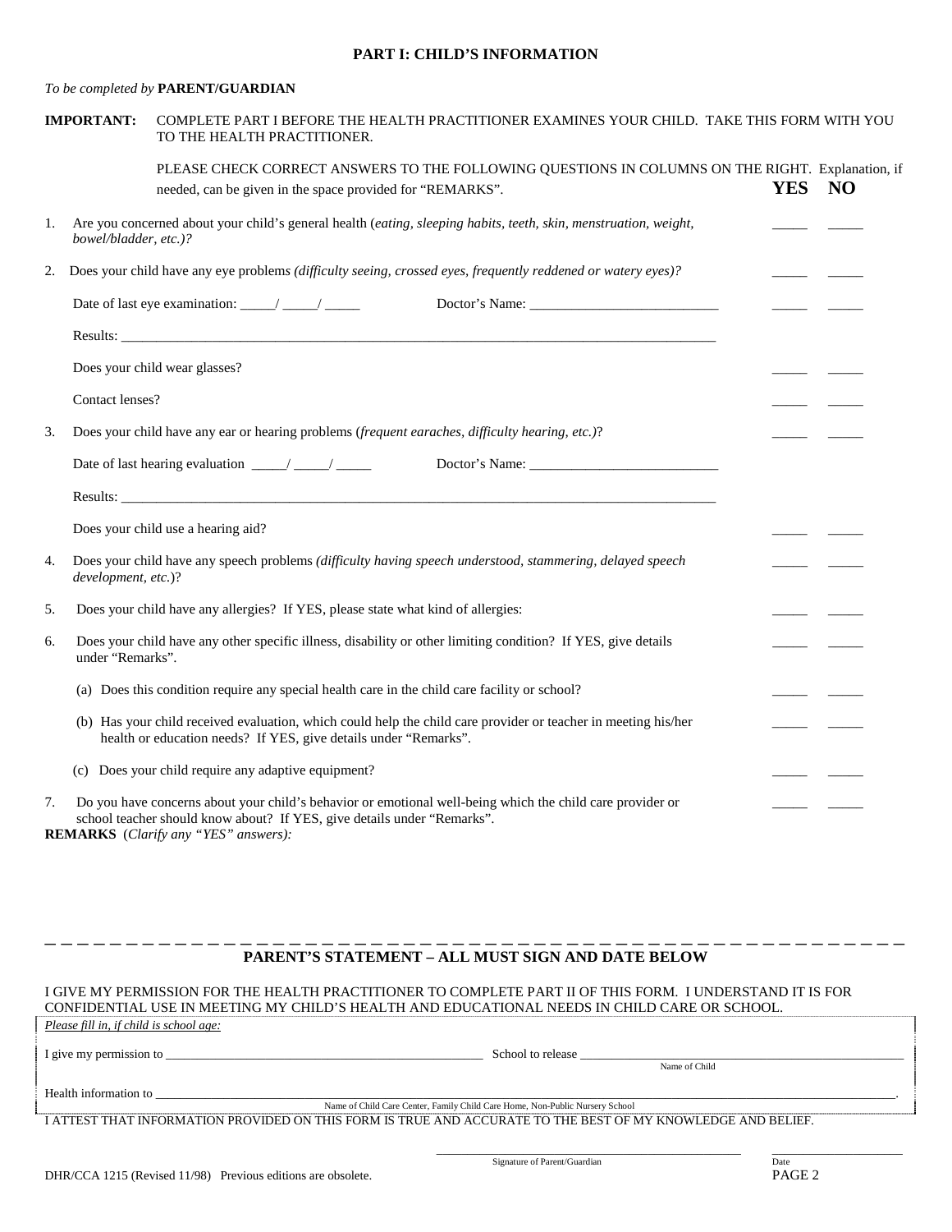## PART I: CHILD'S INFORMATION

*To be completed by* **PARENT/GUARDIAN**

**IMPORTANT:** COMPLETE PART I BEFORE THE HEALTH PRACTITIONER EXAMINES YOUR CHILD. TAKE THIS FORM WITH YOU TO THE HEALTH PRACTITIONER.

PLEASE CHECK CORRECT ANSWERS TO THE FOLLOWING QUESTIONS IN COLUMNS ON THE RIGHT. Explanation, if needed, can be given in the space provided for "REMARKS".

| | | **YES** | **NO** |
|---|---|---|---|
| 1. | Are you concerned about your child's general health (*eating, sleeping habits, teeth, skin, menstruation, weight, bowel/bladder, etc.)?* | _____ | _____ |
| 2. | Does your child have any eye problem*s (difficulty seeing, crossed eyes, frequently reddened or watery eyes)?* | _____ | _____ |
| | Date of last eye examination: _____/ _____/ _____ Doctor's Name: ___________________________ | _____ | _____ |
| | Results: ___________________________________________________________________________ | | |
| | Does your child wear glasses? | _____ | _____ |
| | Contact lenses? | _____ | _____ |
| 3. | Does your child have any ear or hearing problems (*frequent earaches, difficulty hearing, etc.)*? | _____ | _____ |
| | Date of last hearing evaluation _____/ _____/ _____ Doctor's Name: ___________________________ | | |
| | Results: ___________________________________________________________________________ | | |
| | Does your child use a hearing aid? | _____ | _____ |
| 4. | Does your child have any speech problems *(difficulty having speech understood, stammering, delayed speech development, etc.*)? | _____ | _____ |
| 5. | Does your child have any allergies? If YES, please state what kind of allergies: | _____ | _____ |
| 6. | Does your child have any other specific illness, disability or other limiting condition? If YES, give details under "Remarks". | _____ | _____ |
| | (a) Does this condition require any special health care in the child care facility or school? | _____ | _____ |
| | (b) Has your child received evaluation, which could help the child care provider or teacher in meeting his/her health or education needs? If YES, give details under "Remarks". | _____ | _____ |
| | (c) Does your child require any adaptive equipment? | _____ | _____ |
| 7. | Do you have concerns about your child's behavior or emotional well-being which the child care provider or school teacher should know about? If YES, give details under "Remarks". | _____ | _____ |

**REMARKS** (*Clarify any "YES" answers):*

---

### PARENT'S STATEMENT – ALL MUST SIGN AND DATE BELOW

I GIVE MY PERMISSION FOR THE HEALTH PRACTITIONER TO COMPLETE PART II OF THIS FORM. I UNDERSTAND IT IS FOR CONFIDENTIAL USE IN MEETING MY CHILD'S HEALTH AND EDUCATIONAL NEEDS IN CHILD CARE OR SCHOOL.

*Please fill in, if child is school age:*

I give my permission to _______________________________________________ School to release _______________________________________________
Name of Child

Health information to ___________________________________________________________________________________________________.
Name of Child Care Center, Family Child Care Home, Non-Public Nursery School

I ATTEST THAT INFORMATION PROVIDED ON THIS FORM IS TRUE AND ACCURATE TO THE BEST OF MY KNOWLEDGE AND BELIEF.

_______________________________________________ _____________________
Signature of Parent/Guardian Date

DHR/CCA 1215 (Revised 11/98) Previous editions are obsolete.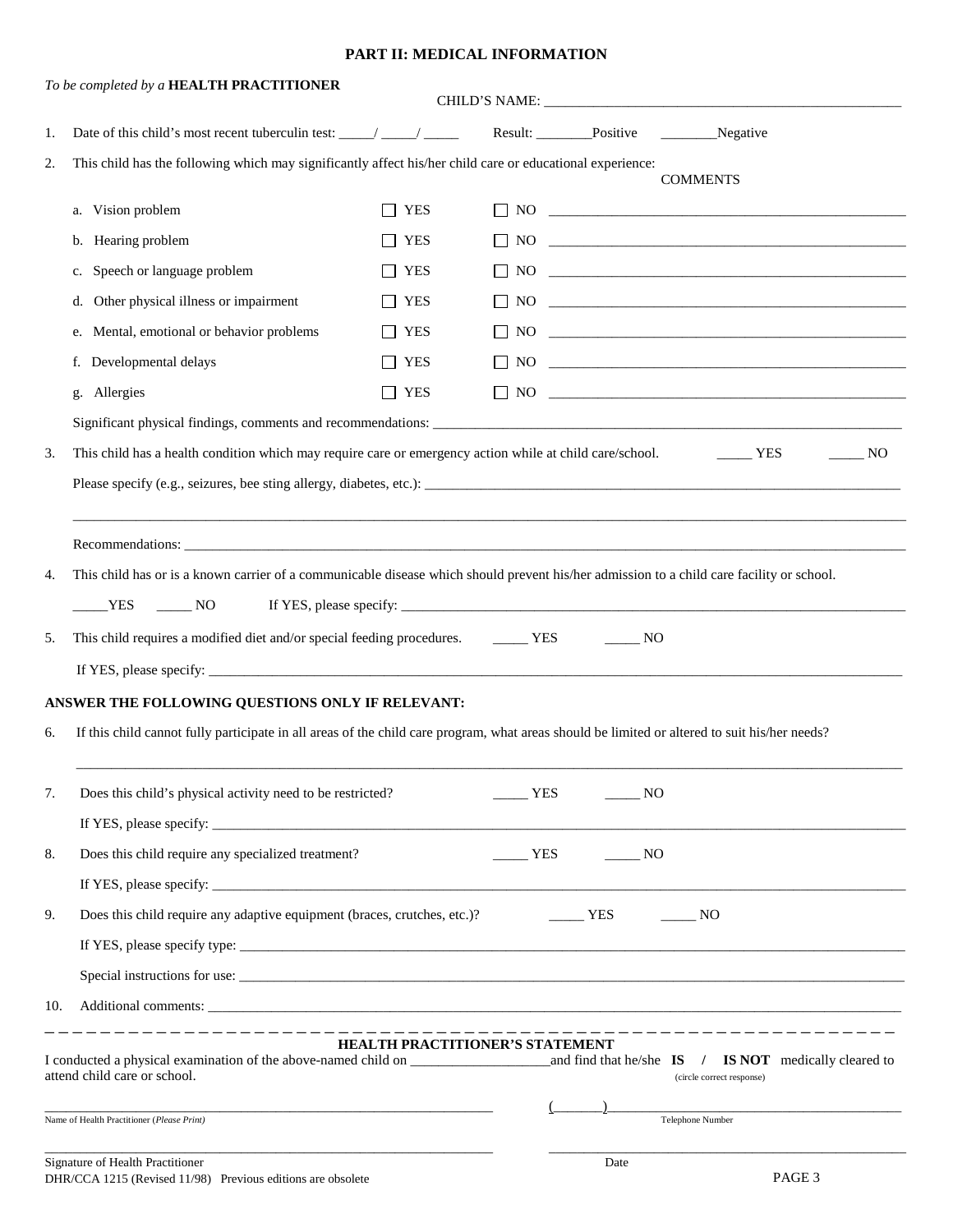## PART II: MEDICAL INFORMATION

*To be completed by a* **HEALTH PRACTITIONER**

CHILD'S NAME: ____________________________________________________

1. Date of this child's most recent tuberculin test: _____/ _____/ _____ Result: ________Positive ________Negative

2. This child has the following which may significantly affect his/her child care or educational experience:

| | | | COMMENTS |
|---|---|---|---|
| a. Vision problem | ☐ YES | ☐ NO | ____________________ |
| b. Hearing problem | ☐ YES | ☐ NO | ____________________ |
| c. Speech or language problem | ☐ YES | ☐ NO | ____________________ |
| d. Other physical illness or impairment | ☐ YES | ☐ NO | ____________________ |
| e. Mental, emotional or behavior problems | ☐ YES | ☐ NO | ____________________ |
| f. Developmental delays | ☐ YES | ☐ NO | ____________________ |
| g. Allergies | ☐ YES | ☐ NO | ____________________ |

Significant physical findings, comments and recommendations: ____________________________________________

3. This child has a health condition which may require care or emergency action while at child care/school. _____ YES _____ NO

Please specify (e.g., seizures, bee sting allergy, diabetes, etc.): ____________________________________________

____________________________________________________________________________________________

Recommendations: ____________________________________________________________________________

4. This child has or is a known carrier of a communicable disease which should prevent his/her admission to a child care facility or school.

_____YES _____ NO If YES, please specify: ____________________________________________

5. This child requires a modified diet and/or special feeding procedures. _____ YES _____ NO

If YES, please specify: ____________________________________________________________________

**ANSWER THE FOLLOWING QUESTIONS ONLY IF RELEVANT:**

6. If this child cannot fully participate in all areas of the child care program, what areas should be limited or altered to suit his/her needs?

____________________________________________________________________________________________

7. Does this child's physical activity need to be restricted? _____ YES _____ NO

If YES, please specify: ____________________________________________________________________

8. Does this child require any specialized treatment? _____ YES _____ NO

If YES, please specify: ____________________________________________________________________

9. Does this child require any adaptive equipment (braces, crutches, etc.)? _____ YES _____ NO

If YES, please specify type: ______________________________________________________________

Special instructions for use: ______________________________________________________________

10. Additional comments: __________________________________________________________________

---

**HEALTH PRACTITIONER'S STATEMENT**

I conducted a physical examination of the above-named child on ___________________and find that he/she **IS / IS NOT** medically cleared to attend child care or school.
(circle correct response)

______________________________________________ (______)_________________________________
Name of Health Practitioner (*Please Print*) Telephone Number

______________________________________________ _________________________________
Signature of Health Practitioner Date

DHR/CCA 1215 (Revised 11/98) Previous editions are obsolete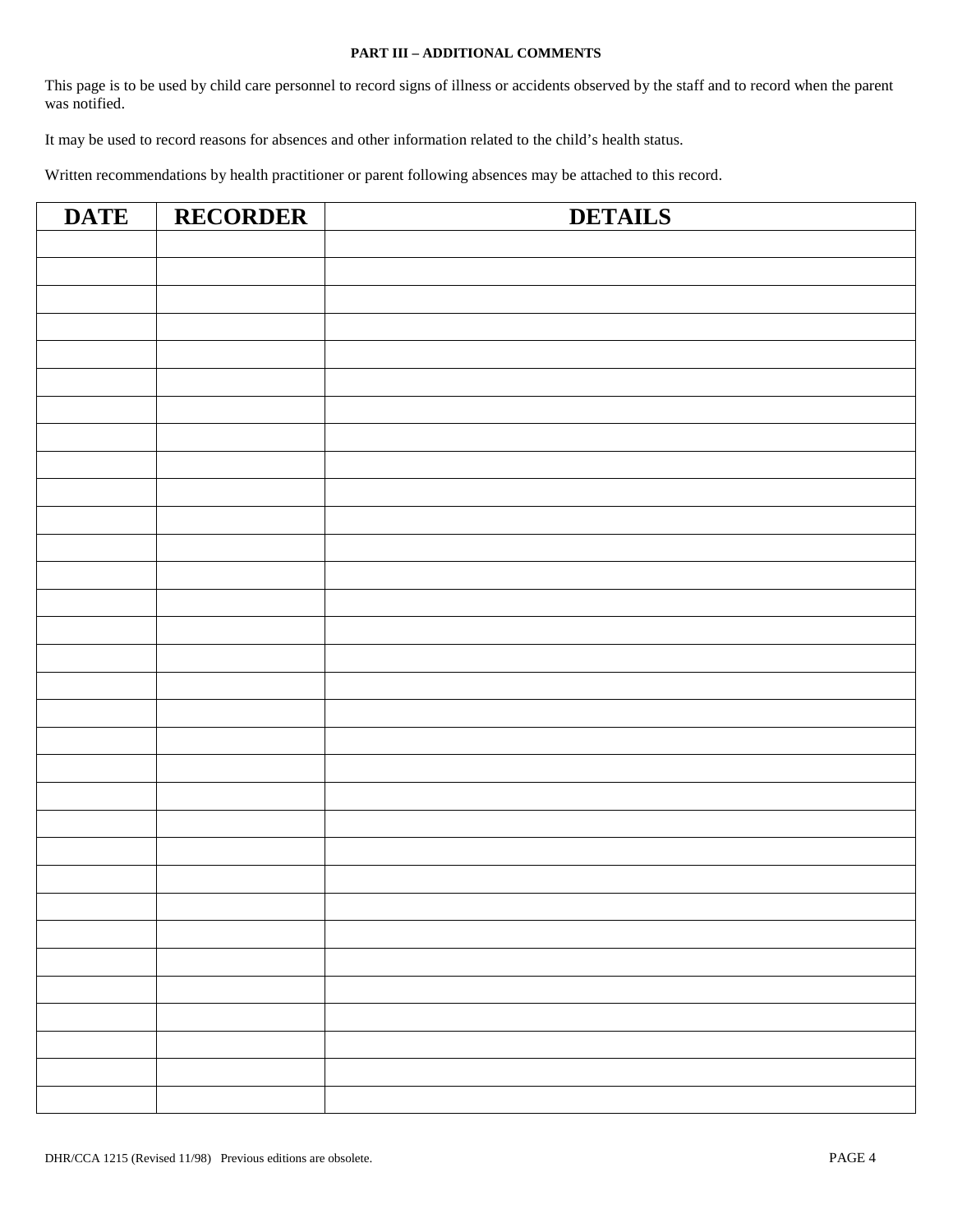**PART III – ADDITIONAL COMMENTS**

This page is to be used by child care personnel to record signs of illness or accidents observed by the staff and to record when the parent was notified.

It may be used to record reasons for absences and other information related to the child's health status.

Written recommendations by health practitioner or parent following absences may be attached to this record.

| DATE | RECORDER | DETAILS |
|---|---|---|
| | | |
| | | |
| | | |
| | | |
| | | |
| | | |
| | | |
| | | |
| | | |
| | | |
| | | |
| | | |
| | | |
| | | |
| | | |
| | | |
| | | |
| | | |
| | | |
| | | |
| | | |
| | | |
| | | |
| | | |
| | | |
| | | |
| | | |
| | | |
| | | |
| | | |
| | | |
| | | |

DHR/CCA 1215 (Revised 11/98) Previous editions are obsolete.